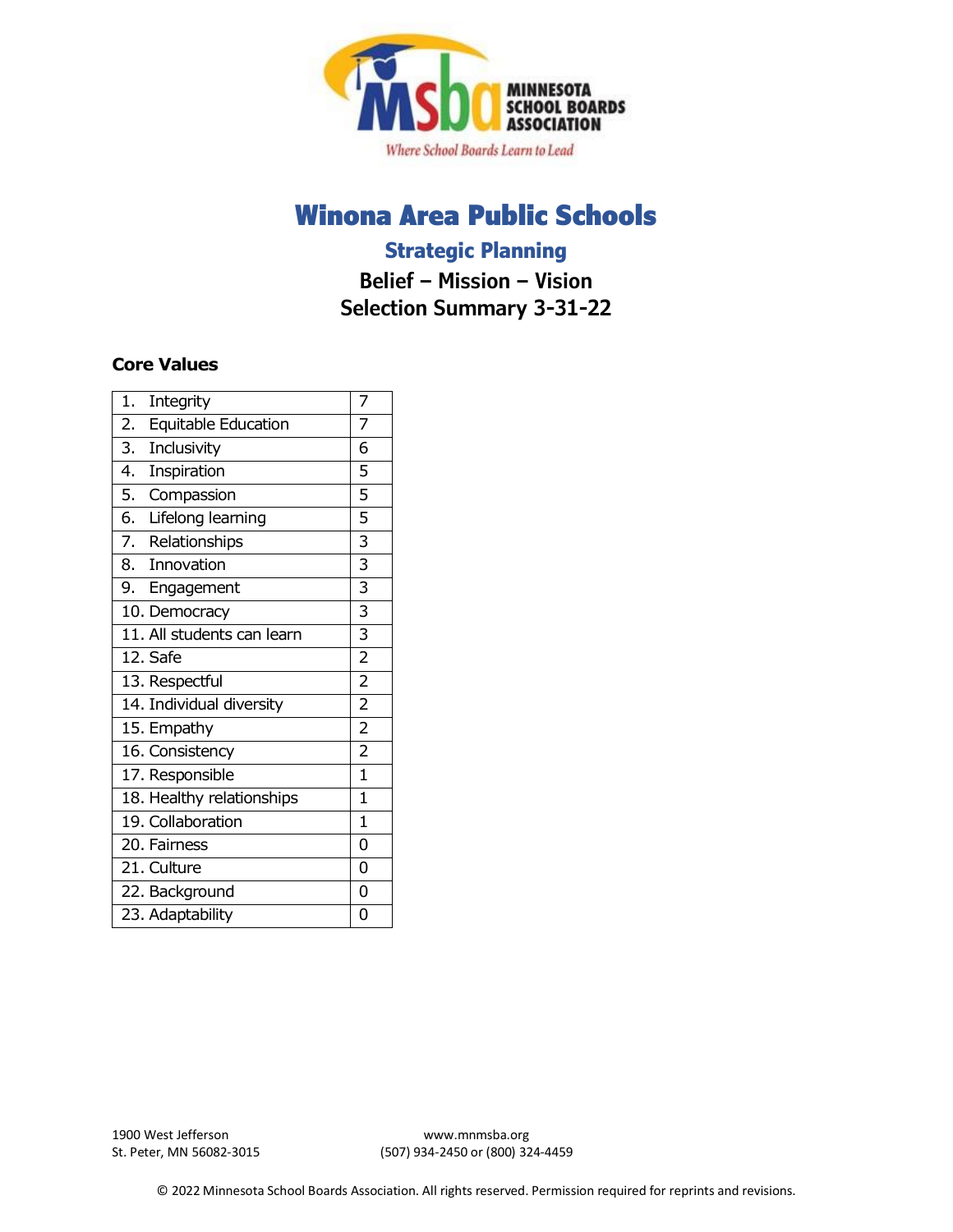# Winona Area Public Schools

## Strategic Planning

### Belief – Mission – Vision
### Selection Summary 3-31-22

**Core Values**

| Core Value | Count |
|---|---|
| 1. Integrity | 7 |
| 2. Equitable Education | 7 |
| 3. Inclusivity | 6 |
| 4. Inspiration | 5 |
| 5. Compassion | 5 |
| 6. Lifelong learning | 5 |
| 7. Relationships | 3 |
| 8. Innovation | 3 |
| 9. Engagement | 3 |
| 10. Democracy | 3 |
| 11. All students can learn | 3 |
| 12. Safe | 2 |
| 13. Respectful | 2 |
| 14. Individual diversity | 2 |
| 15. Empathy | 2 |
| 16. Consistency | 2 |
| 17. Responsible | 1 |
| 18. Healthy relationships | 1 |
| 19. Collaboration | 1 |
| 20. Fairness | 0 |
| 21. Culture | 0 |
| 22. Background | 0 |
| 23. Adaptability | 0 |

1900 West Jefferson
St. Peter, MN 56082-3015

www.mnmsba.org
(507) 934-2450 or (800) 324-4459

© 2022 Minnesota School Boards Association. All rights reserved. Permission required for reprints and revisions.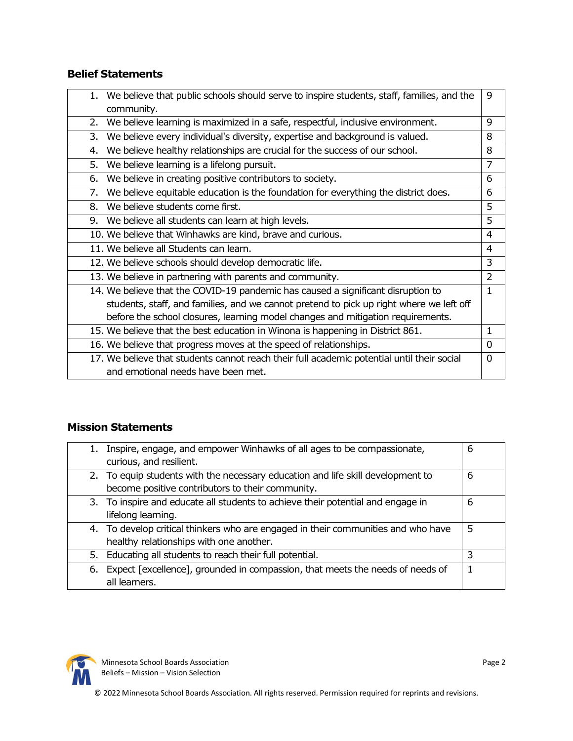## Belief Statements

| Statement | Votes |
|---|---|
| 1. We believe that public schools should serve to inspire students, staff, families, and the community. | 9 |
| 2. We believe learning is maximized in a safe, respectful, inclusive environment. | 9 |
| 3. We believe every individual's diversity, expertise and background is valued. | 8 |
| 4. We believe healthy relationships are crucial for the success of our school. | 8 |
| 5. We believe learning is a lifelong pursuit. | 7 |
| 6. We believe in creating positive contributors to society. | 6 |
| 7. We believe equitable education is the foundation for everything the district does. | 6 |
| 8. We believe students come first. | 5 |
| 9. We believe all students can learn at high levels. | 5 |
| 10. We believe that Winhawks are kind, brave and curious. | 4 |
| 11. We believe all Students can learn. | 4 |
| 12. We believe schools should develop democratic life. | 3 |
| 13. We believe in partnering with parents and community. | 2 |
| 14. We believe that the COVID-19 pandemic has caused a significant disruption to students, staff, and families, and we cannot pretend to pick up right where we left off before the school closures, learning model changes and mitigation requirements. | 1 |
| 15. We believe that the best education in Winona is happening in District 861. | 1 |
| 16. We believe that progress moves at the speed of relationships. | 0 |
| 17. We believe that students cannot reach their full academic potential until their social and emotional needs have been met. | 0 |

## Mission Statements

| Statement | Votes |
|---|---|
| 1. Inspire, engage, and empower Winhawks of all ages to be compassionate, curious, and resilient. | 6 |
| 2. To equip students with the necessary education and life skill development to become positive contributors to their community. | 6 |
| 3. To inspire and educate all students to achieve their potential and engage in lifelong learning. | 6 |
| 4. To develop critical thinkers who are engaged in their communities and who have healthy relationships with one another. | 5 |
| 5. Educating all students to reach their full potential. | 3 |
| 6. Expect [excellence], grounded in compassion, that meets the needs of needs of all learners. | 1 |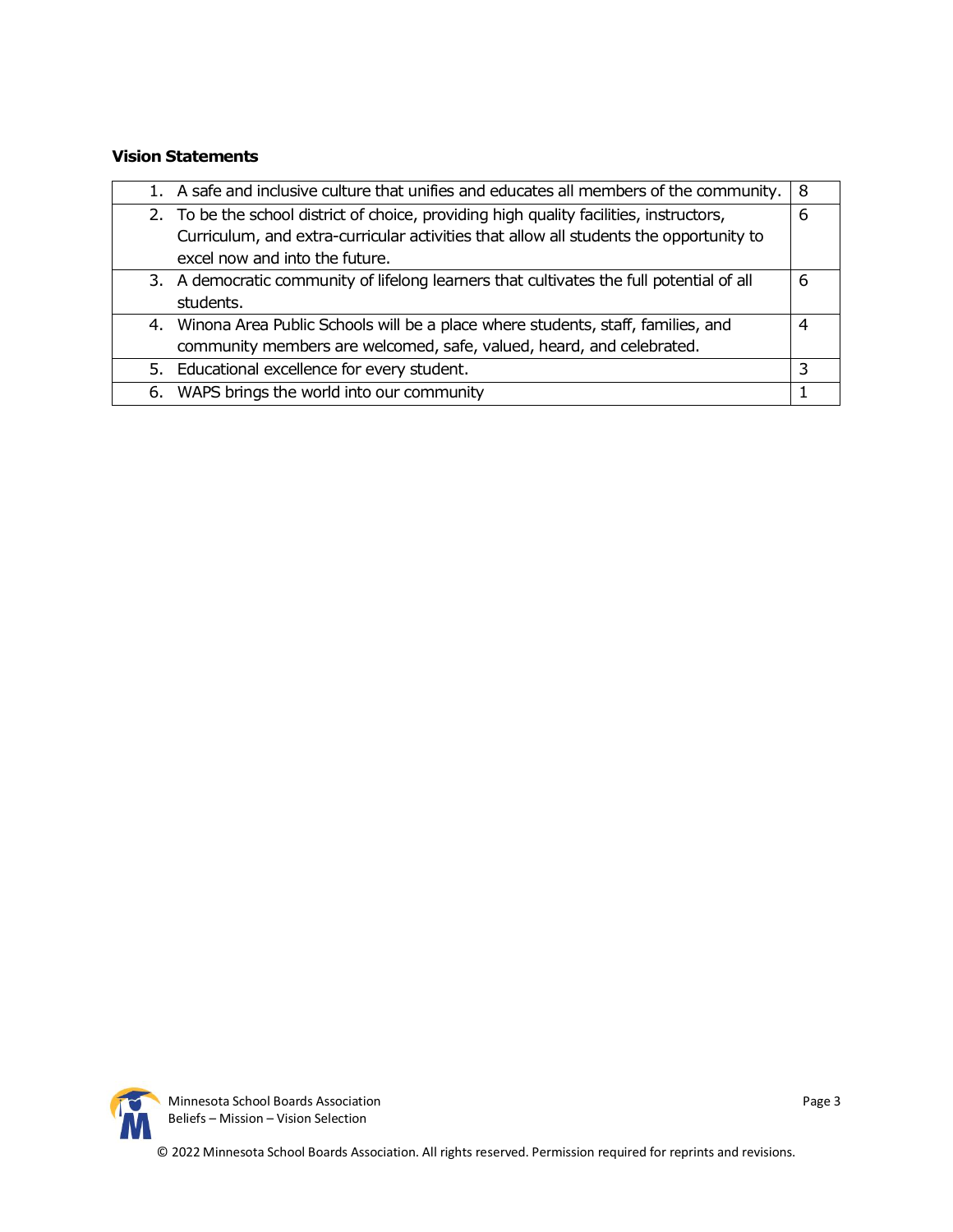**Vision Statements**

| | |
|---|---|
| 1. A safe and inclusive culture that unifies and educates all members of the community. | 8 |
| 2. To be the school district of choice, providing high quality facilities, instructors, Curriculum, and extra-curricular activities that allow all students the opportunity to excel now and into the future. | 6 |
| 3. A democratic community of lifelong learners that cultivates the full potential of all students. | 6 |
| 4. Winona Area Public Schools will be a place where students, staff, families, and community members are welcomed, safe, valued, heard, and celebrated. | 4 |
| 5. Educational excellence for every student. | 3 |
| 6. WAPS brings the world into our community | 1 |

© 2022 Minnesota School Boards Association. All rights reserved. Permission required for reprints and revisions.